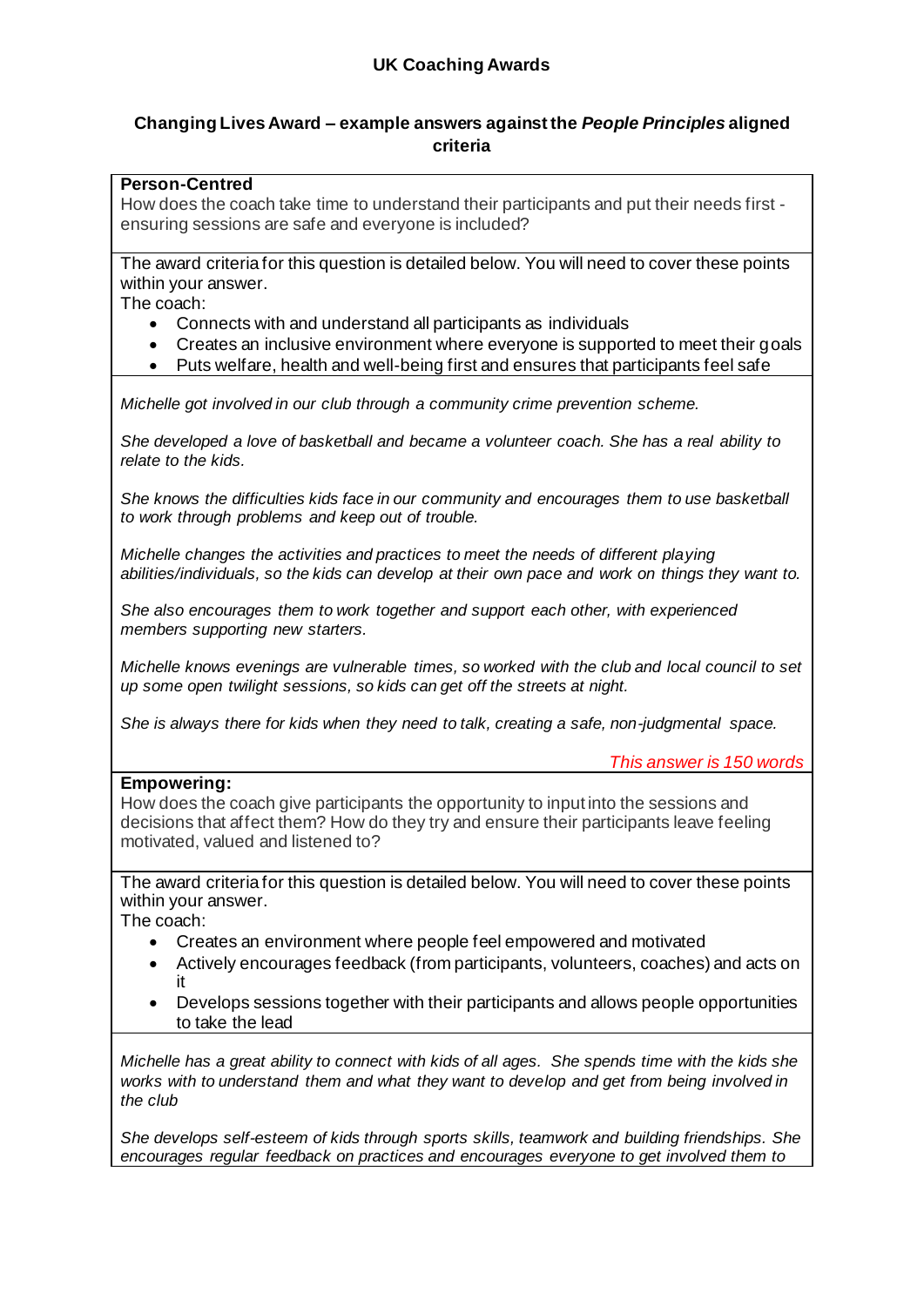## UK Coaching Awards

### Changing Lives Award – example answers against the *People Principles* aligned criteria

**Person-Centred**

How does the coach take time to understand their participants and put their needs first - ensuring sessions are safe and everyone is included?

The award criteria for this question is detailed below. You will need to cover these points within your answer.

The coach:

- Connects with and understand all participants as individuals
- Creates an inclusive environment where everyone is supported to meet their goals
- Puts welfare, health and well-being first and ensures that participants feel safe

*Michelle got involved in our club through a community crime prevention scheme.*

*She developed a love of basketball and became a volunteer coach. She has a real ability to relate to the kids.*

*She knows the difficulties kids face in our community and encourages them to use basketball to work through problems and keep out of trouble.*

*Michelle changes the activities and practices to meet the needs of different playing abilities/individuals, so the kids can develop at their own pace and work on things they want to.*

*She also encourages them to work together and support each other, with experienced members supporting new starters.*

*Michelle knows evenings are vulnerable times, so worked with the club and local council to set up some open twilight sessions, so kids can get off the streets at night.*

*She is always there for kids when they need to talk, creating a safe, non-judgmental space.*

*This answer is 150 words*

**Empowering:**

How does the coach give participants the opportunity to input into the sessions and decisions that affect them? How do they try and ensure their participants leave feeling motivated, valued and listened to?

The award criteria for this question is detailed below. You will need to cover these points within your answer.

The coach:

- Creates an environment where people feel empowered and motivated
- Actively encourages feedback (from participants, volunteers, coaches) and acts on it
- Develops sessions together with their participants and allows people opportunities to take the lead

*Michelle has a great ability to connect with kids of all ages. She spends time with the kids she works with to understand them and what they want to develop and get from being involved in the club*

*She develops self-esteem of kids through sports skills, teamwork and building friendships. She encourages regular feedback on practices and encourages everyone to get involved them to*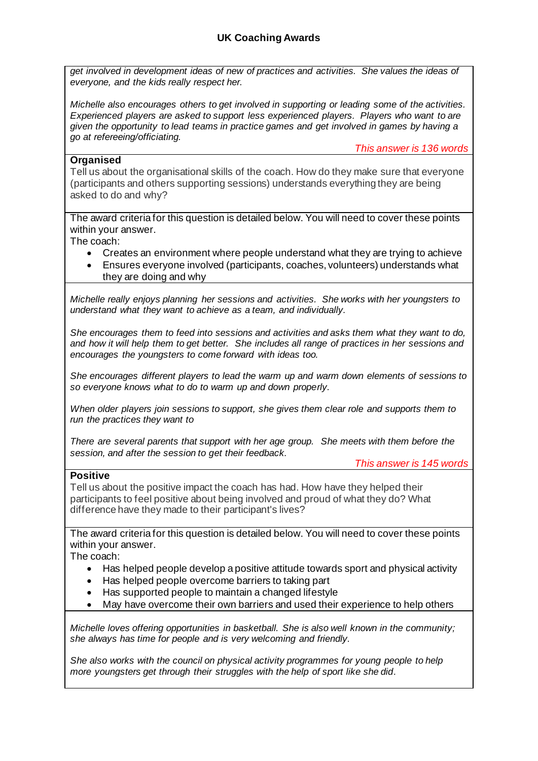*get involved in development ideas of new of practices and activities. She values the ideas of everyone, and the kids really respect her.*

*Michelle also encourages others to get involved in supporting or leading some of the activities. Experienced players are asked to support less experienced players. Players who want to are given the opportunity to lead teams in practice games and get involved in games by having a go at refereeing/officiating.*

This answer is 136 words

**Organised**

Tell us about the organisational skills of the coach. How do they make sure that everyone (participants and others supporting sessions) understands everything they are being asked to do and why?

The award criteria for this question is detailed below. You will need to cover these points within your answer.

The coach:

- Creates an environment where people understand what they are trying to achieve
- Ensures everyone involved (participants, coaches, volunteers) understands what they are doing and why

*Michelle really enjoys planning her sessions and activities. She works with her youngsters to understand what they want to achieve as a team, and individually.*

*She encourages them to feed into sessions and activities and asks them what they want to do, and how it will help them to get better. She includes all range of practices in her sessions and encourages the youngsters to come forward with ideas too.*

*She encourages different players to lead the warm up and warm down elements of sessions to so everyone knows what to do to warm up and down properly.*

*When older players join sessions to support, she gives them clear role and supports them to run the practices they want to*

*There are several parents that support with her age group. She meets with them before the session, and after the session to get their feedback.*

This answer is 145 words

**Positive**

Tell us about the positive impact the coach has had. How have they helped their participants to feel positive about being involved and proud of what they do? What difference have they made to their participant's lives?

The award criteria for this question is detailed below. You will need to cover these points within your answer.

The coach:

- Has helped people develop a positive attitude towards sport and physical activity
- Has helped people overcome barriers to taking part
- Has supported people to maintain a changed lifestyle
- May have overcome their own barriers and used their experience to help others

*Michelle loves offering opportunities in basketball. She is also well known in the community; she always has time for people and is very welcoming and friendly.*

*She also works with the council on physical activity programmes for young people to help more youngsters get through their struggles with the help of sport like she did.*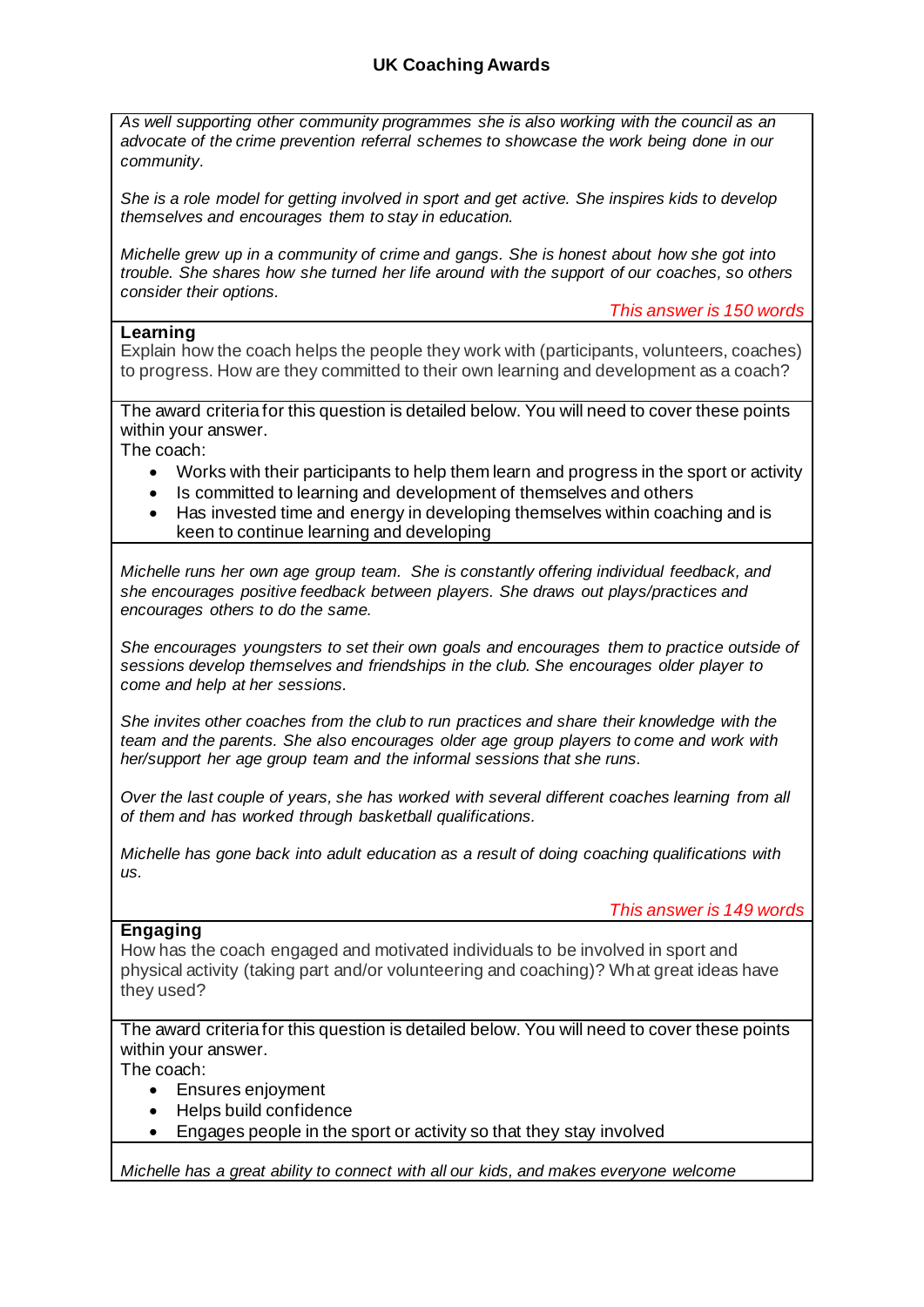*As well supporting other community programmes she is also working with the council as an advocate of the crime prevention referral schemes to showcase the work being done in our community.*

*She is a role model for getting involved in sport and get active. She inspires kids to develop themselves and encourages them to stay in education.*

*Michelle grew up in a community of crime and gangs. She is honest about how she got into trouble. She shares how she turned her life around with the support of our coaches, so others consider their options.*

*This answer is 150 words*

**Learning**

Explain how the coach helps the people they work with (participants, volunteers, coaches) to progress. How are they committed to their own learning and development as a coach?

The award criteria for this question is detailed below. You will need to cover these points within your answer.

The coach:

- Works with their participants to help them learn and progress in the sport or activity
- Is committed to learning and development of themselves and others
- Has invested time and energy in developing themselves within coaching and is keen to continue learning and developing

*Michelle runs her own age group team. She is constantly offering individual feedback, and she encourages positive feedback between players. She draws out plays/practices and encourages others to do the same.*

*She encourages youngsters to set their own goals and encourages them to practice outside of sessions develop themselves and friendships in the club. She encourages older player to come and help at her sessions.*

*She invites other coaches from the club to run practices and share their knowledge with the team and the parents. She also encourages older age group players to come and work with her/support her age group team and the informal sessions that she runs.*

*Over the last couple of years, she has worked with several different coaches learning from all of them and has worked through basketball qualifications.*

*Michelle has gone back into adult education as a result of doing coaching qualifications with us.*

*This answer is 149 words*

**Engaging**

How has the coach engaged and motivated individuals to be involved in sport and physical activity (taking part and/or volunteering and coaching)? What great ideas have they used?

The award criteria for this question is detailed below. You will need to cover these points within your answer.

The coach:

- Ensures enjoyment
- Helps build confidence
- Engages people in the sport or activity so that they stay involved

*Michelle has a great ability to connect with all our kids, and makes everyone welcome*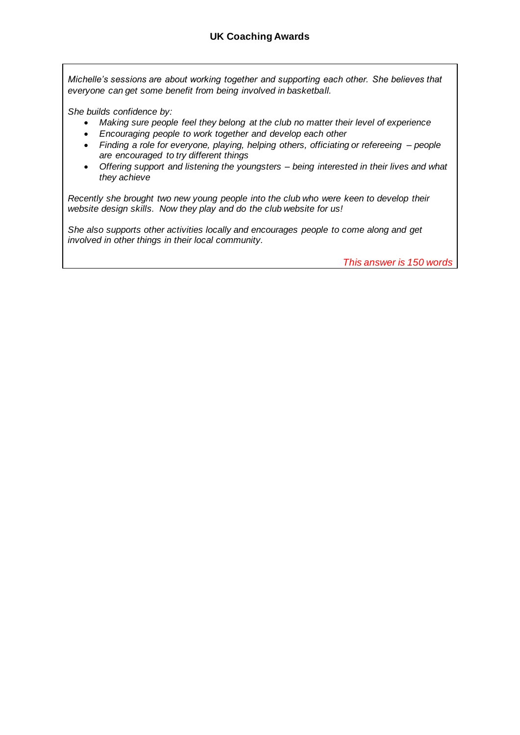**UK Coaching Awards**

*Michelle's sessions are about working together and supporting each other. She believes that everyone can get some benefit from being involved in basketball.*

*She builds confidence by:*

- *Making sure people feel they belong at the club no matter their level of experience*
- *Encouraging people to work together and develop each other*
- *Finding a role for everyone, playing, helping others, officiating or refereeing – people are encouraged to try different things*
- *Offering support and listening the youngsters – being interested in their lives and what they achieve*

*Recently she brought two new young people into the club who were keen to develop their website design skills. Now they play and do the club website for us!*

*She also supports other activities locally and encourages people to come along and get involved in other things in their local community.*

*This answer is 150 words*